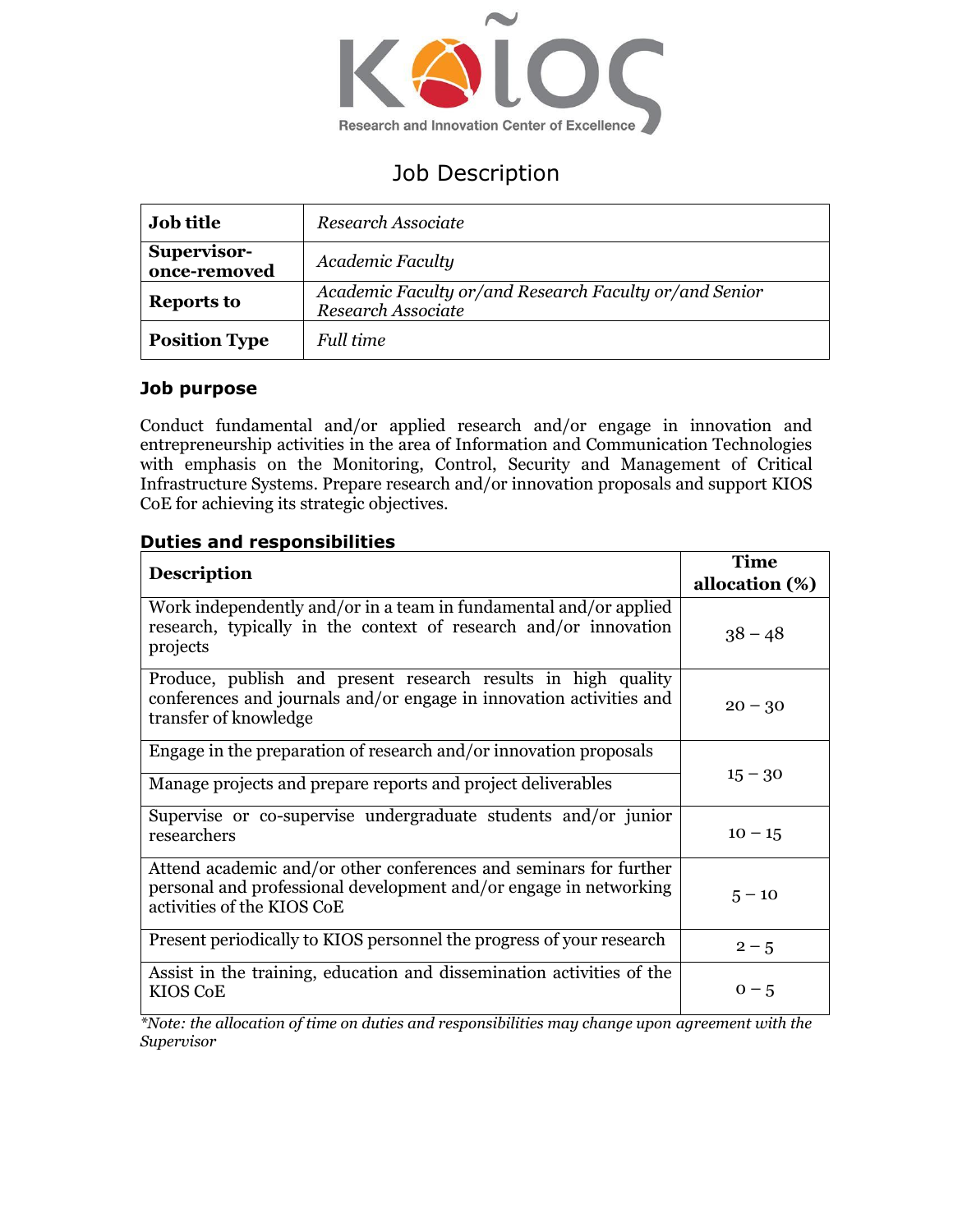KOIOS

Research and Innovation Center of Excellence

# Job Description

| **Job title** | *Research Associate* |
|---|---|
| **Supervisor-once-removed** | *Academic Faculty* |
| **Reports to** | *Academic Faculty or/and Research Faculty or/and Senior Research Associate* |
| **Position Type** | *Full time* |

## Job purpose

Conduct fundamental and/or applied research and/or engage in innovation and entrepreneurship activities in the area of Information and Communication Technologies with emphasis on the Monitoring, Control, Security and Management of Critical Infrastructure Systems. Prepare research and/or innovation proposals and support KIOS CoE for achieving its strategic objectives.

## Duties and responsibilities

| **Description** | **Time allocation (%)** |
|---|---|
| Work independently and/or in a team in fundamental and/or applied research, typically in the context of research and/or innovation projects | 38 – 48 |
| Produce, publish and present research results in high quality conferences and journals and/or engage in innovation activities and transfer of knowledge | 20 – 30 |
| Engage in the preparation of research and/or innovation proposals | 15 – 30 |
| Manage projects and prepare reports and project deliverables | |
| Supervise or co-supervise undergraduate students and/or junior researchers | 10 – 15 |
| Attend academic and/or other conferences and seminars for further personal and professional development and/or engage in networking activities of the KIOS CoE | 5 – 10 |
| Present periodically to KIOS personnel the progress of your research | 2 – 5 |
| Assist in the training, education and dissemination activities of the KIOS CoE | 0 – 5 |

*\*Note: the allocation of time on duties and responsibilities may change upon agreement with the Supervisor*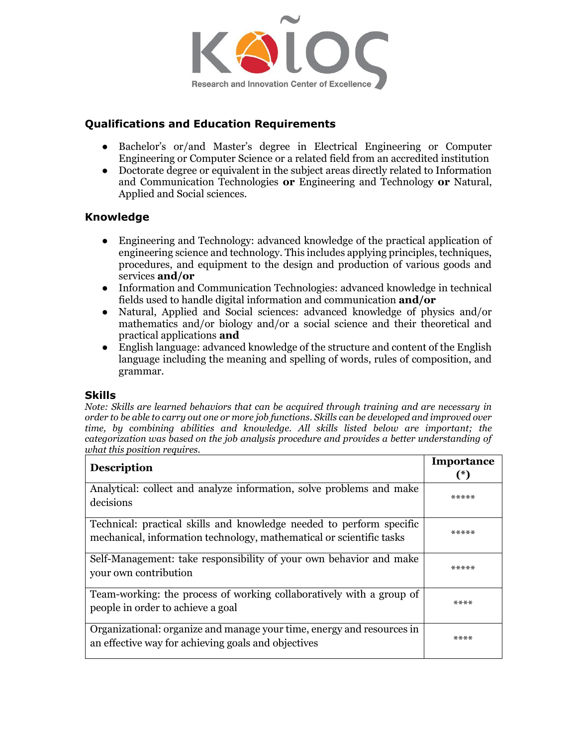## Qualifications and Education Requirements

- Bachelor's or/and Master's degree in Electrical Engineering or Computer Engineering or Computer Science or a related field from an accredited institution
- Doctorate degree or equivalent in the subject areas directly related to Information and Communication Technologies **or** Engineering and Technology **or** Natural, Applied and Social sciences.

## Knowledge

- Engineering and Technology: advanced knowledge of the practical application of engineering science and technology. This includes applying principles, techniques, procedures, and equipment to the design and production of various goods and services **and/or**
- Information and Communication Technologies: advanced knowledge in technical fields used to handle digital information and communication **and/or**
- Natural, Applied and Social sciences: advanced knowledge of physics and/or mathematics and/or biology and/or a social science and their theoretical and practical applications **and**
- English language: advanced knowledge of the structure and content of the English language including the meaning and spelling of words, rules of composition, and grammar.

## Skills

*Note: Skills are learned behaviors that can be acquired through training and are necessary in order to be able to carry out one or more job functions. Skills can be developed and improved over time, by combining abilities and knowledge. All skills listed below are important; the categorization was based on the job analysis procedure and provides a better understanding of what this position requires.*

| **Description** | **Importance (*)** |
|---|---|
| Analytical: collect and analyze information, solve problems and make decisions | ***** |
| Technical: practical skills and knowledge needed to perform specific mechanical, information technology, mathematical or scientific tasks | ***** |
| Self-Management: take responsibility of your own behavior and make your own contribution | ***** |
| Team-working: the process of working collaboratively with a group of people in order to achieve a goal | **** |
| Organizational: organize and manage your time, energy and resources in an effective way for achieving goals and objectives | **** |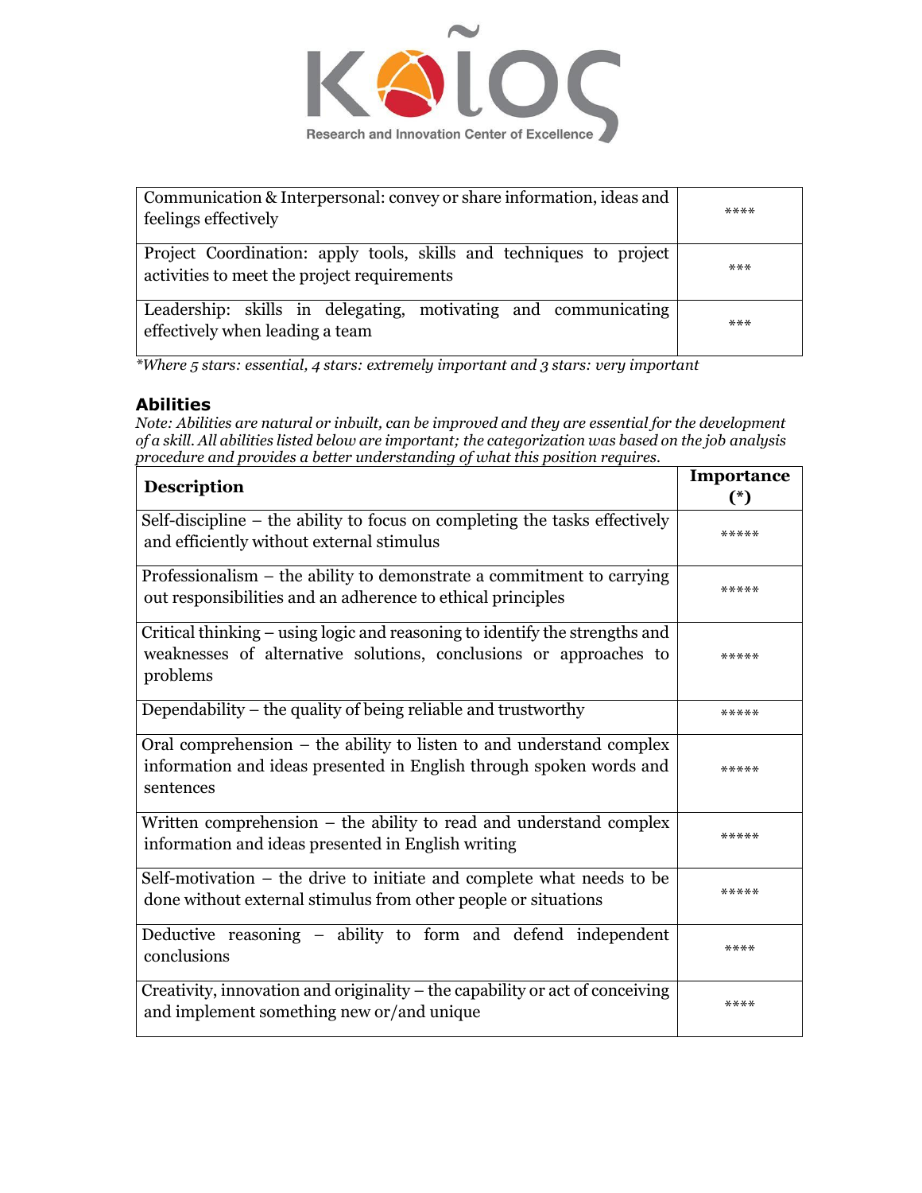| | |
|---|---|
| Communication & Interpersonal: convey or share information, ideas and feelings effectively | **** |
| Project Coordination: apply tools, skills and techniques to project activities to meet the project requirements | *** |
| Leadership: skills in delegating, motivating and communicating effectively when leading a team | *** |

*\*Where 5 stars: essential, 4 stars: extremely important and 3 stars: very important*

### Abilities

*Note: Abilities are natural or inbuilt, can be improved and they are essential for the development of a skill. All abilities listed below are important; the categorization was based on the job analysis procedure and provides a better understanding of what this position requires.*

| Description | Importance (*) |
|---|---|
| Self-discipline – the ability to focus on completing the tasks effectively and efficiently without external stimulus | ***** |
| Professionalism – the ability to demonstrate a commitment to carrying out responsibilities and an adherence to ethical principles | ***** |
| Critical thinking – using logic and reasoning to identify the strengths and weaknesses of alternative solutions, conclusions or approaches to problems | ***** |
| Dependability – the quality of being reliable and trustworthy | ***** |
| Oral comprehension – the ability to listen to and understand complex information and ideas presented in English through spoken words and sentences | ***** |
| Written comprehension – the ability to read and understand complex information and ideas presented in English writing | ***** |
| Self-motivation – the drive to initiate and complete what needs to be done without external stimulus from other people or situations | ***** |
| Deductive reasoning – ability to form and defend independent conclusions | **** |
| Creativity, innovation and originality – the capability or act of conceiving and implement something new or/and unique | **** |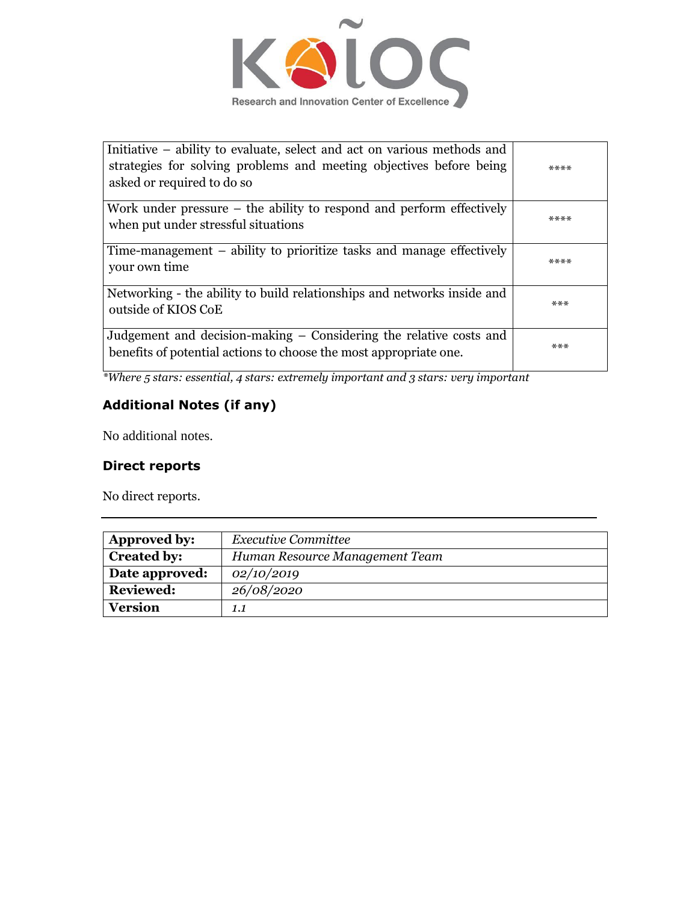| | |
|---|---|
| Initiative – ability to evaluate, select and act on various methods and strategies for solving problems and meeting objectives before being asked or required to do so | **** |
| Work under pressure – the ability to respond and perform effectively when put under stressful situations | **** |
| Time-management – ability to prioritize tasks and manage effectively your own time | **** |
| Networking - the ability to build relationships and networks inside and outside of KIOS CoE | *** |
| Judgement and decision-making – Considering the relative costs and benefits of potential actions to choose the most appropriate one. | *** |

*\*Where 5 stars: essential, 4 stars: extremely important and 3 stars: very important*

### Additional Notes (if any)

No additional notes.

### Direct reports

No direct reports.

---

| | |
|---|---|
| **Approved by:** | *Executive Committee* |
| **Created by:** | *Human Resource Management Team* |
| **Date approved:** | *02/10/2019* |
| **Reviewed:** | *26/08/2020* |
| **Version** | *1.1* |